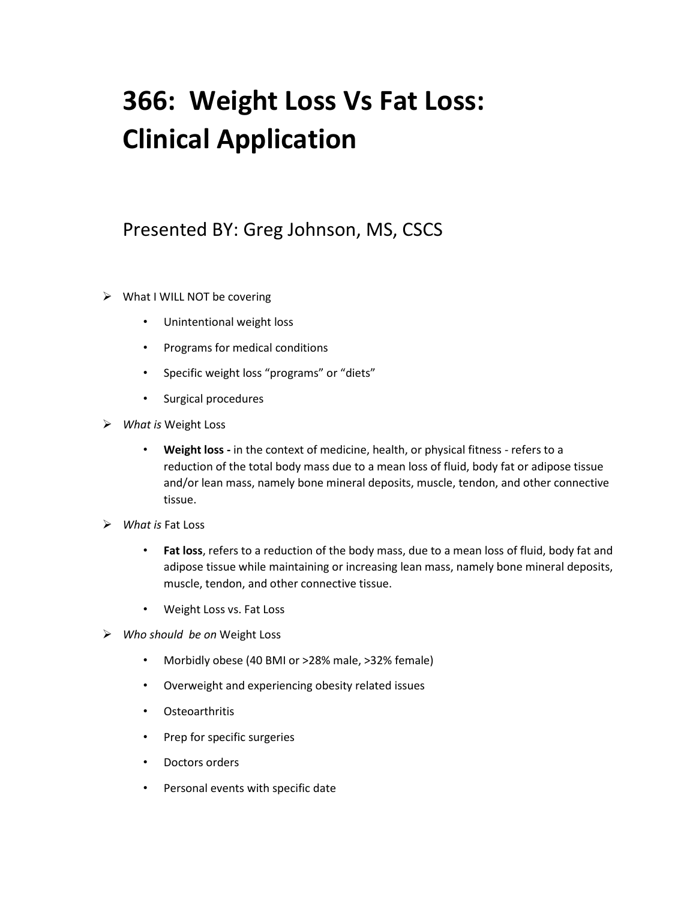# 366: Weight Loss Vs Fat Loss: Clinical Application

## Presented BY: Greg Johnson, MS, CSCS

- What I WILL NOT be covering
  - Unintentional weight loss
  - Programs for medical conditions
  - Specific weight loss "programs" or "diets"
  - Surgical procedures
- *What is* Weight Loss
  - **Weight loss -** in the context of medicine, health, or physical fitness - refers to a reduction of the total body mass due to a mean loss of fluid, body fat or adipose tissue and/or lean mass, namely bone mineral deposits, muscle, tendon, and other connective tissue.
- *What is* Fat Loss
  - **Fat loss**, refers to a reduction of the body mass, due to a mean loss of fluid, body fat and adipose tissue while maintaining or increasing lean mass, namely bone mineral deposits, muscle, tendon, and other connective tissue.
  - Weight Loss vs. Fat Loss
- *Who should be on* Weight Loss
  - Morbidly obese (40 BMI or >28% male, >32% female)
  - Overweight and experiencing obesity related issues
  - Osteoarthritis
  - Prep for specific surgeries
  - Doctors orders
  - Personal events with specific date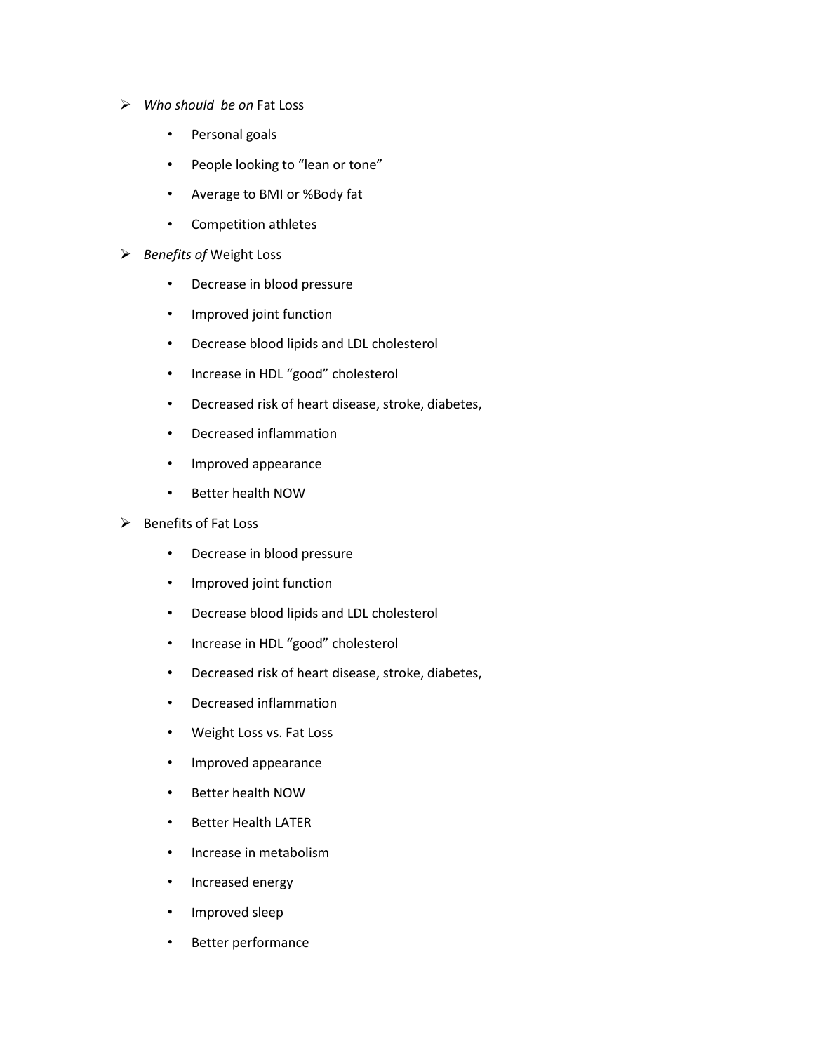- *Who should be on* Fat Loss
  - Personal goals
  - People looking to "lean or tone"
  - Average to BMI or %Body fat
  - Competition athletes
- *Benefits of* Weight Loss
  - Decrease in blood pressure
  - Improved joint function
  - Decrease blood lipids and LDL cholesterol
  - Increase in HDL "good" cholesterol
  - Decreased risk of heart disease, stroke, diabetes,
  - Decreased inflammation
  - Improved appearance
  - Better health NOW
- Benefits of Fat Loss
  - Decrease in blood pressure
  - Improved joint function
  - Decrease blood lipids and LDL cholesterol
  - Increase in HDL "good" cholesterol
  - Decreased risk of heart disease, stroke, diabetes,
  - Decreased inflammation
  - Weight Loss vs. Fat Loss
  - Improved appearance
  - Better health NOW
  - Better Health LATER
  - Increase in metabolism
  - Increased energy
  - Improved sleep
  - Better performance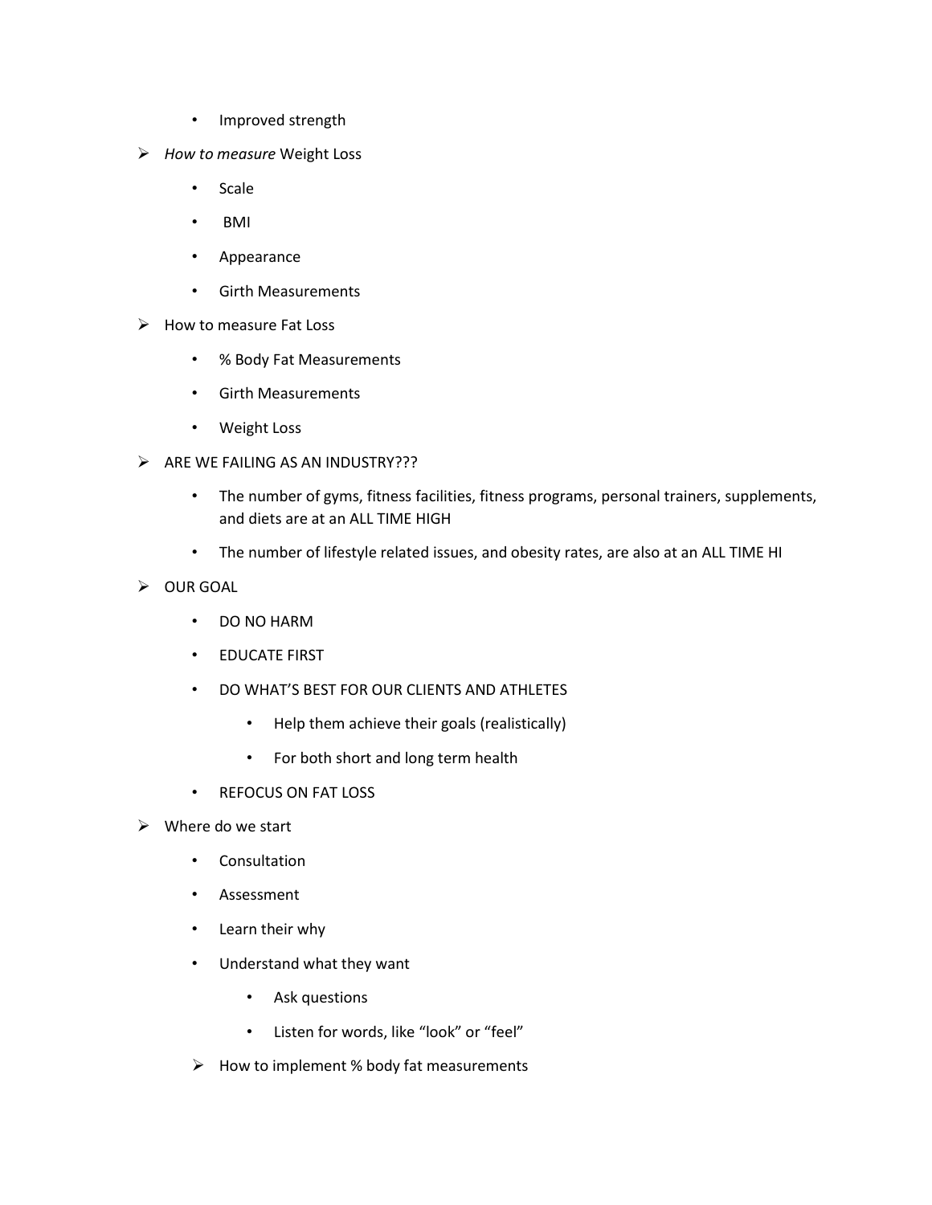- Improved strength

- *How to measure* Weight Loss
  - Scale
  - BMI
  - Appearance
  - Girth Measurements

- How to measure Fat Loss
  - % Body Fat Measurements
  - Girth Measurements
  - Weight Loss

- ARE WE FAILING AS AN INDUSTRY???
  - The number of gyms, fitness facilities, fitness programs, personal trainers, supplements, and diets are at an ALL TIME HIGH
  - The number of lifestyle related issues, and obesity rates, are also at an ALL TIME HI

- OUR GOAL
  - DO NO HARM
  - EDUCATE FIRST
  - DO WHAT'S BEST FOR OUR CLIENTS AND ATHLETES
    - Help them achieve their goals (realistically)
    - For both short and long term health
  - REFOCUS ON FAT LOSS

- Where do we start
  - Consultation
  - Assessment
  - Learn their why
  - Understand what they want
    - Ask questions
    - Listen for words, like "look" or "feel"
  - How to implement % body fat measurements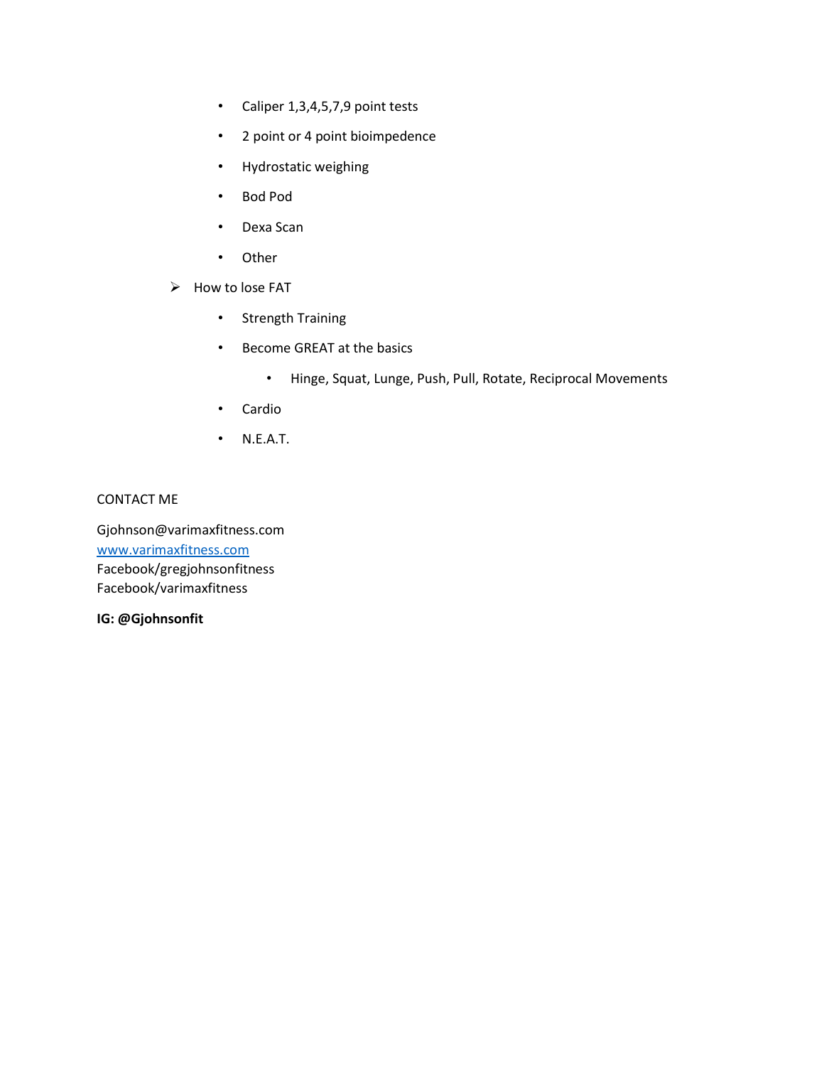- Caliper 1,3,4,5,7,9 point tests
    - 2 point or 4 point bioimpedence
    - Hydrostatic weighing
    - Bod Pod
    - Dexa Scan
    - Other

- How to lose FAT
    - Strength Training
    - Become GREAT at the basics
        - Hinge, Squat, Lunge, Push, Pull, Rotate, Reciprocal Movements
    - Cardio
    - N.E.A.T.

CONTACT ME

Gjohnson@varimaxfitness.com
[www.varimaxfitness.com](http://www.varimaxfitness.com)
Facebook/gregjohnsonfitness
Facebook/varimaxfitness

**IG: @Gjohnsonfit**